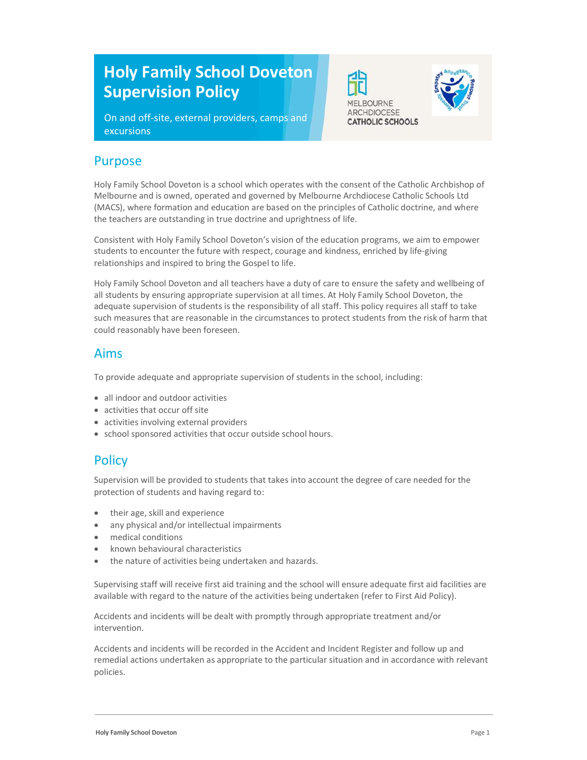# Holy Family School Doveton Supervision Policy

On and off-site, external providers, camps and excursions

MELBOURNE ARCHDIOCESE CATHOLIC SCHOOLS

## Purpose

Holy Family School Doveton is a school which operates with the consent of the Catholic Archbishop of Melbourne and is owned, operated and governed by Melbourne Archdiocese Catholic Schools Ltd (MACS), where formation and education are based on the principles of Catholic doctrine, and where the teachers are outstanding in true doctrine and uprightness of life.

Consistent with Holy Family School Doveton's vision of the education programs, we aim to empower students to encounter the future with respect, courage and kindness, enriched by life-giving relationships and inspired to bring the Gospel to life.

Holy Family School Doveton and all teachers have a duty of care to ensure the safety and wellbeing of all students by ensuring appropriate supervision at all times. At Holy Family School Doveton, the adequate supervision of students is the responsibility of all staff. This policy requires all staff to take such measures that are reasonable in the circumstances to protect students from the risk of harm that could reasonably have been foreseen.

## Aims

To provide adequate and appropriate supervision of students in the school, including:

- all indoor and outdoor activities
- activities that occur off site
- activities involving external providers
- school sponsored activities that occur outside school hours.

## Policy

Supervision will be provided to students that takes into account the degree of care needed for the protection of students and having regard to:

- their age, skill and experience
- any physical and/or intellectual impairments
- medical conditions
- known behavioural characteristics
- the nature of activities being undertaken and hazards.

Supervising staff will receive first aid training and the school will ensure adequate first aid facilities are available with regard to the nature of the activities being undertaken (refer to First Aid Policy).

Accidents and incidents will be dealt with promptly through appropriate treatment and/or intervention.

Accidents and incidents will be recorded in the Accident and Incident Register and follow up and remedial actions undertaken as appropriate to the particular situation and in accordance with relevant policies.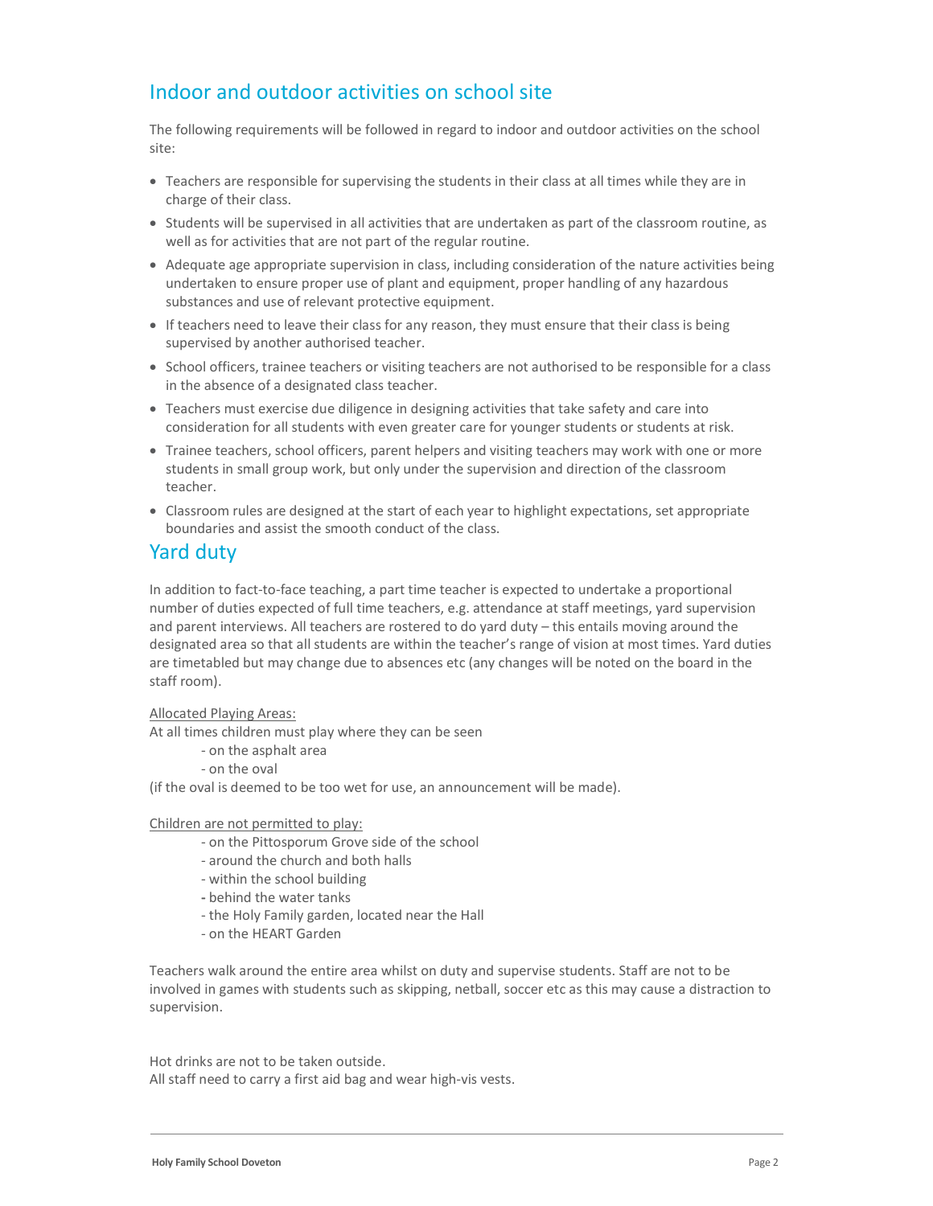## Indoor and outdoor activities on school site

The following requirements will be followed in regard to indoor and outdoor activities on the school site:

- Teachers are responsible for supervising the students in their class at all times while they are in charge of their class.
- Students will be supervised in all activities that are undertaken as part of the classroom routine, as well as for activities that are not part of the regular routine.
- Adequate age appropriate supervision in class, including consideration of the nature activities being undertaken to ensure proper use of plant and equipment, proper handling of any hazardous substances and use of relevant protective equipment.
- If teachers need to leave their class for any reason, they must ensure that their class is being supervised by another authorised teacher.
- School officers, trainee teachers or visiting teachers are not authorised to be responsible for a class in the absence of a designated class teacher.
- Teachers must exercise due diligence in designing activities that take safety and care into consideration for all students with even greater care for younger students or students at risk.
- Trainee teachers, school officers, parent helpers and visiting teachers may work with one or more students in small group work, but only under the supervision and direction of the classroom teacher.
- Classroom rules are designed at the start of each year to highlight expectations, set appropriate boundaries and assist the smooth conduct of the class.

## Yard duty

In addition to fact-to-face teaching, a part time teacher is expected to undertake a proportional number of duties expected of full time teachers, e.g. attendance at staff meetings, yard supervision and parent interviews. All teachers are rostered to do yard duty – this entails moving around the designated area so that all students are within the teacher's range of vision at most times. Yard duties are timetabled but may change due to absences etc (any changes will be noted on the board in the staff room).

<u>Allocated Playing Areas:</u>

At all times children must play where they can be seen

- on the asphalt area
- on the oval

(if the oval is deemed to be too wet for use, an announcement will be made).

<u>Children are not permitted to play:</u>

- on the Pittosporum Grove side of the school
- around the church and both halls
- within the school building
- behind the water tanks
- the Holy Family garden, located near the Hall
- on the HEART Garden

Teachers walk around the entire area whilst on duty and supervise students. Staff are not to be involved in games with students such as skipping, netball, soccer etc as this may cause a distraction to supervision.

Hot drinks are not to be taken outside.
All staff need to carry a first aid bag and wear high-vis vests.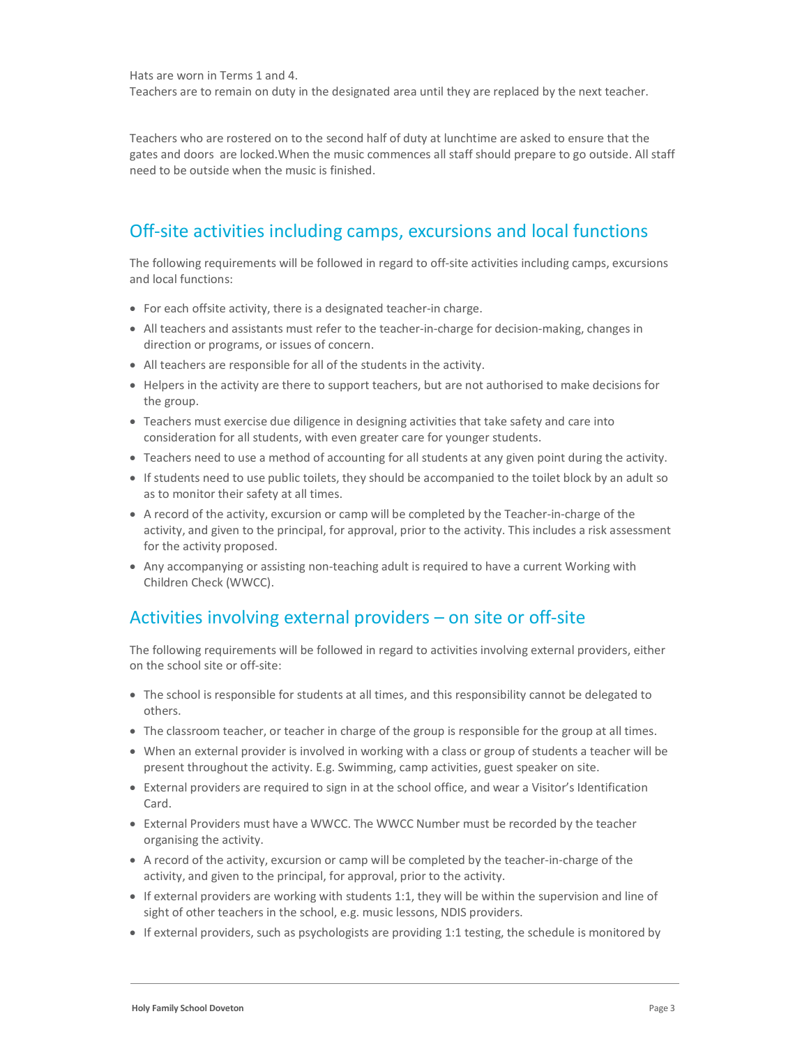Hats are worn in Terms 1 and 4.
Teachers are to remain on duty in the designated area until they are replaced by the next teacher.

Teachers who are rostered on to the second half of duty at lunchtime are asked to ensure that the gates and doors are locked.When the music commences all staff should prepare to go outside. All staff need to be outside when the music is finished.

## Off-site activities including camps, excursions and local functions

The following requirements will be followed in regard to off-site activities including camps, excursions and local functions:

- For each offsite activity, there is a designated teacher-in charge.
- All teachers and assistants must refer to the teacher-in-charge for decision-making, changes in direction or programs, or issues of concern.
- All teachers are responsible for all of the students in the activity.
- Helpers in the activity are there to support teachers, but are not authorised to make decisions for the group.
- Teachers must exercise due diligence in designing activities that take safety and care into consideration for all students, with even greater care for younger students.
- Teachers need to use a method of accounting for all students at any given point during the activity.
- If students need to use public toilets, they should be accompanied to the toilet block by an adult so as to monitor their safety at all times.
- A record of the activity, excursion or camp will be completed by the Teacher-in-charge of the activity, and given to the principal, for approval, prior to the activity. This includes a risk assessment for the activity proposed.
- Any accompanying or assisting non-teaching adult is required to have a current Working with Children Check (WWCC).

## Activities involving external providers – on site or off-site

The following requirements will be followed in regard to activities involving external providers, either on the school site or off-site:

- The school is responsible for students at all times, and this responsibility cannot be delegated to others.
- The classroom teacher, or teacher in charge of the group is responsible for the group at all times.
- When an external provider is involved in working with a class or group of students a teacher will be present throughout the activity. E.g. Swimming, camp activities, guest speaker on site.
- External providers are required to sign in at the school office, and wear a Visitor's Identification Card.
- External Providers must have a WWCC. The WWCC Number must be recorded by the teacher organising the activity.
- A record of the activity, excursion or camp will be completed by the teacher-in-charge of the activity, and given to the principal, for approval, prior to the activity.
- If external providers are working with students 1:1, they will be within the supervision and line of sight of other teachers in the school, e.g. music lessons, NDIS providers.
- If external providers, such as psychologists are providing 1:1 testing, the schedule is monitored by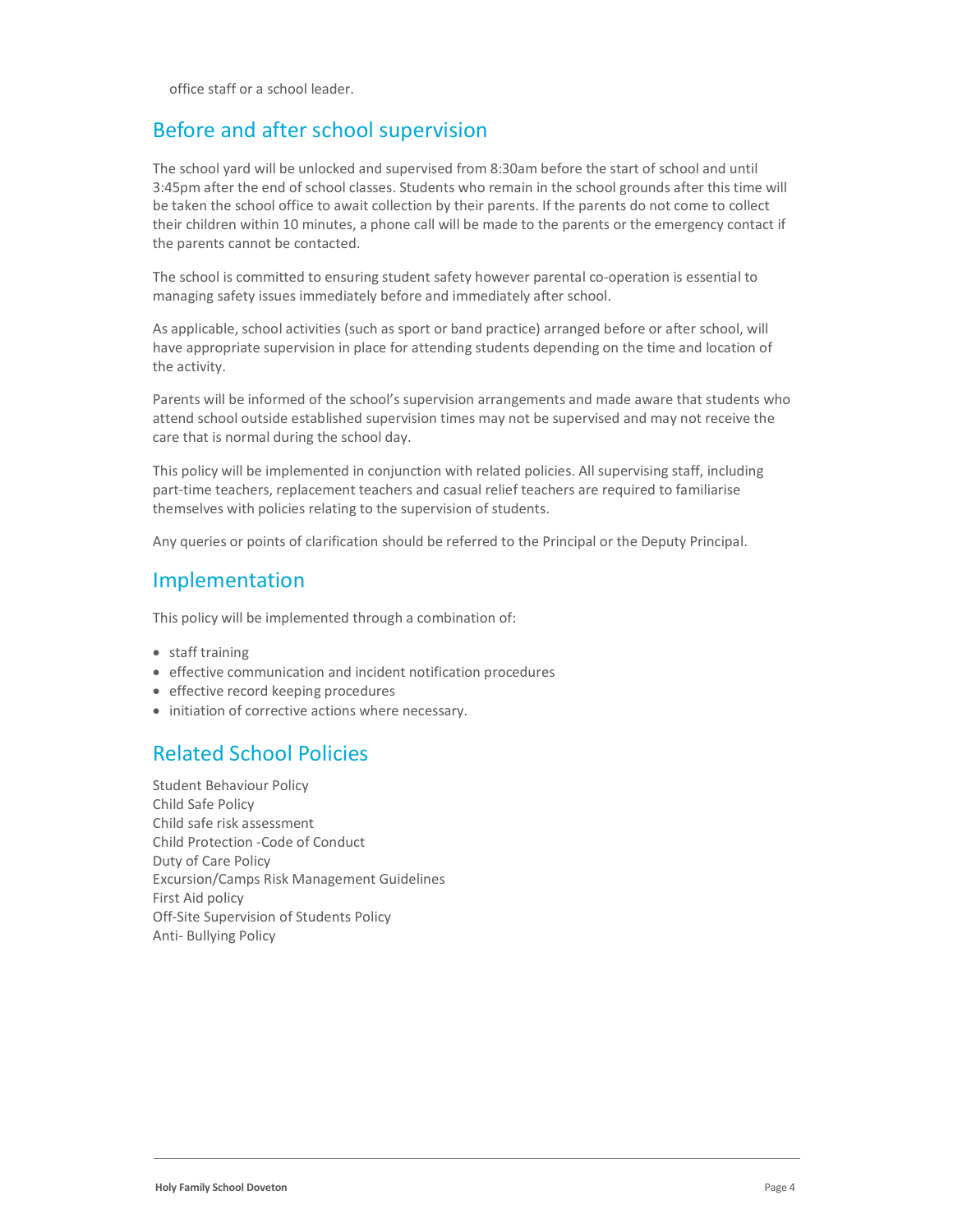office staff or a school leader.

## Before and after school supervision

The school yard will be unlocked and supervised from 8:30am before the start of school and until 3:45pm after the end of school classes. Students who remain in the school grounds after this time will be taken the school office to await collection by their parents. If the parents do not come to collect their children within 10 minutes, a phone call will be made to the parents or the emergency contact if the parents cannot be contacted.

The school is committed to ensuring student safety however parental co-operation is essential to managing safety issues immediately before and immediately after school.

As applicable, school activities (such as sport or band practice) arranged before or after school, will have appropriate supervision in place for attending students depending on the time and location of the activity.

Parents will be informed of the school's supervision arrangements and made aware that students who attend school outside established supervision times may not be supervised and may not receive the care that is normal during the school day.

This policy will be implemented in conjunction with related policies. All supervising staff, including part-time teachers, replacement teachers and casual relief teachers are required to familiarise themselves with policies relating to the supervision of students.

Any queries or points of clarification should be referred to the Principal or the Deputy Principal.

## Implementation

This policy will be implemented through a combination of:

- staff training
- effective communication and incident notification procedures
- effective record keeping procedures
- initiation of corrective actions where necessary.

## Related School Policies

Student Behaviour Policy
Child Safe Policy
Child safe risk assessment
Child Protection -Code of Conduct
Duty of Care Policy
Excursion/Camps Risk Management Guidelines
First Aid policy
Off-Site Supervision of Students Policy
Anti- Bullying Policy